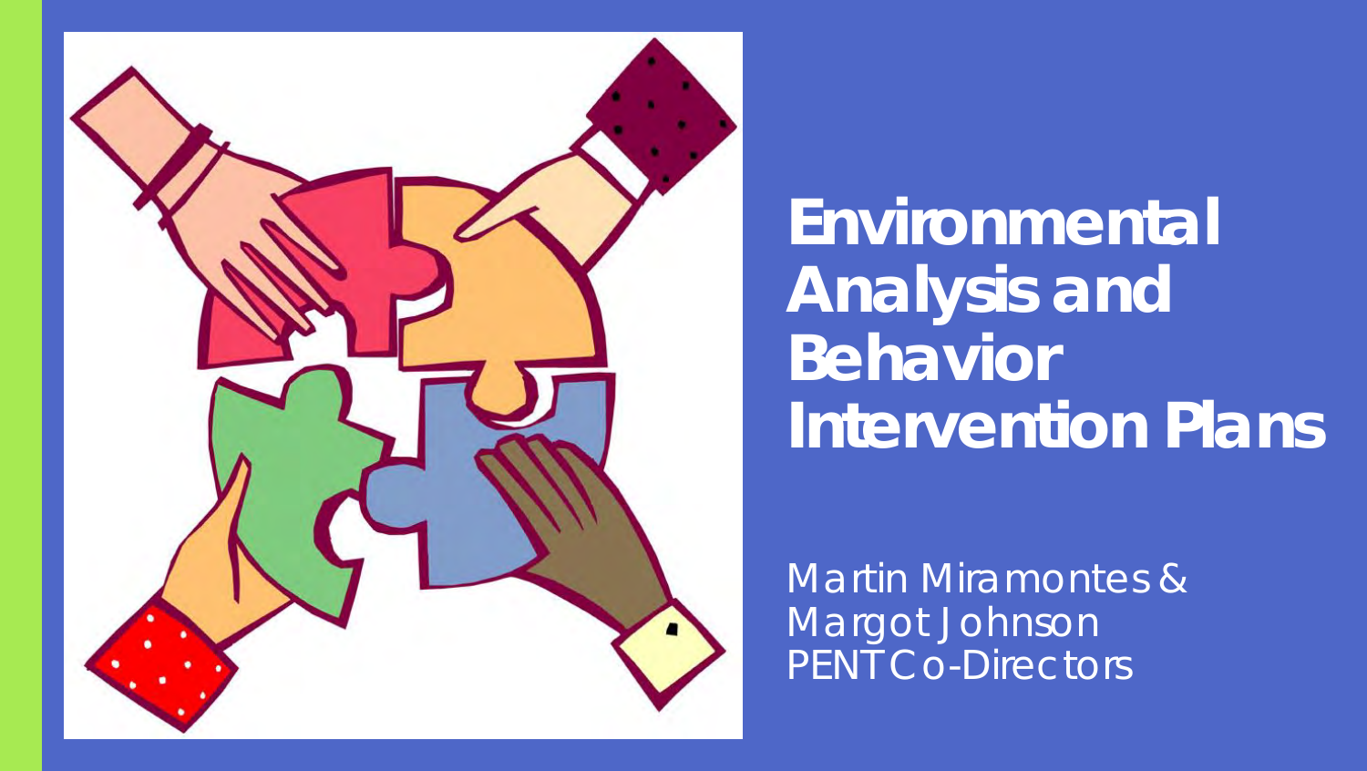# Environmental Analysis and Behavior Intervention Plans

Martin Miramontes & Margot Johnson
PENT Co-Directors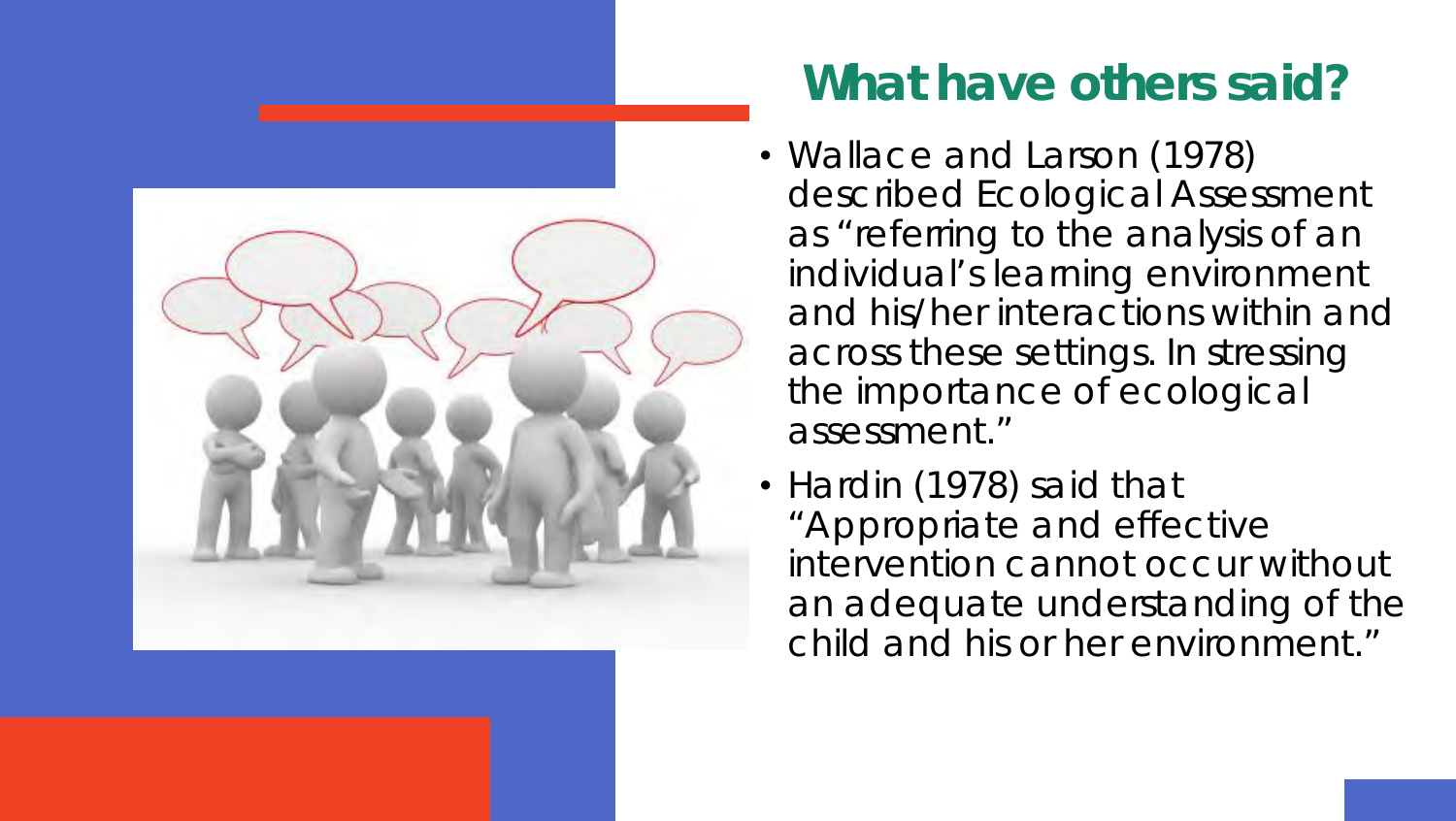## What have others said?

- Wallace and Larson (1978) described Ecological Assessment as "referring to the analysis of an individual's learning environment and his/her interactions within and across these settings. In stressing the importance of ecological assessment."
- Hardin (1978) said that "Appropriate and effective intervention cannot occur without an adequate understanding of the child and his or her environment."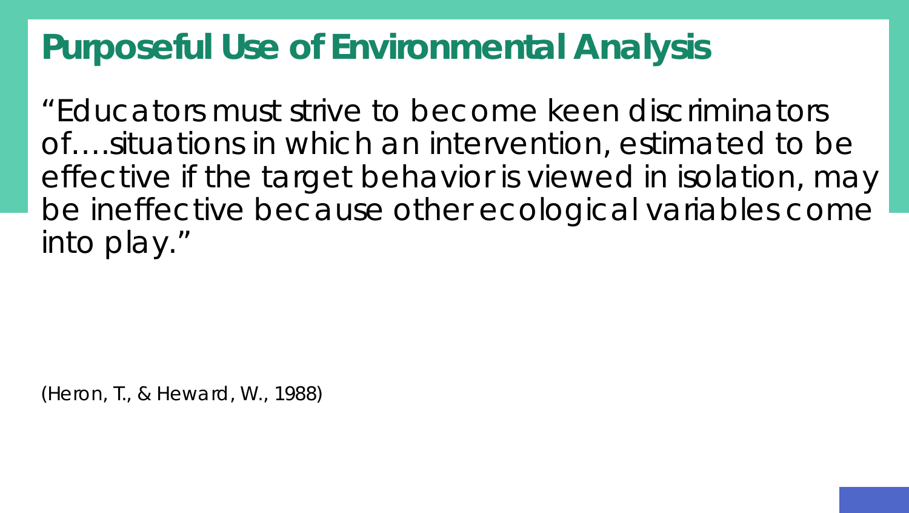# Purposeful Use of Environmental Analysis

"Educators must strive to become keen discriminators of….situations in which an intervention, estimated to be effective if the target behavior is viewed in isolation, may be ineffective because other ecological variables come into play."

(Heron, T., & Heward, W., 1988)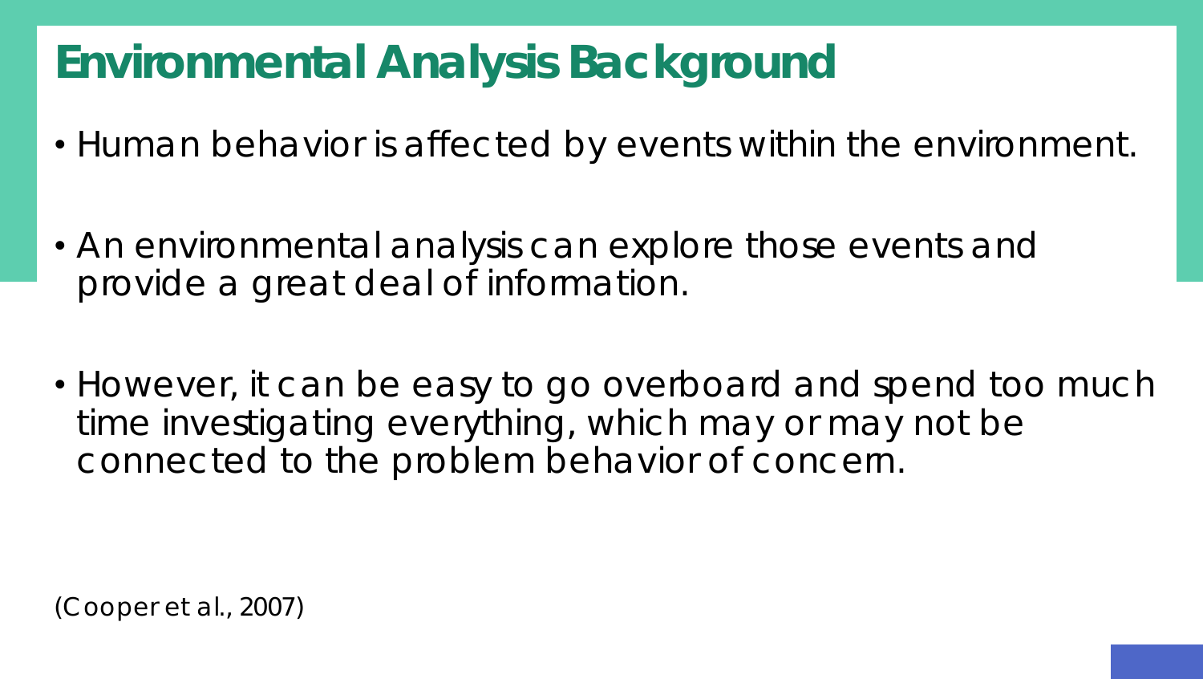# Environmental Analysis Background

- Human behavior is affected by events within the environment.
- An environmental analysis can explore those events and provide a great deal of information.
- However, it can be easy to go overboard and spend too much time investigating everything, which may or may not be connected to the problem behavior of concern.

(Cooper et al., 2007)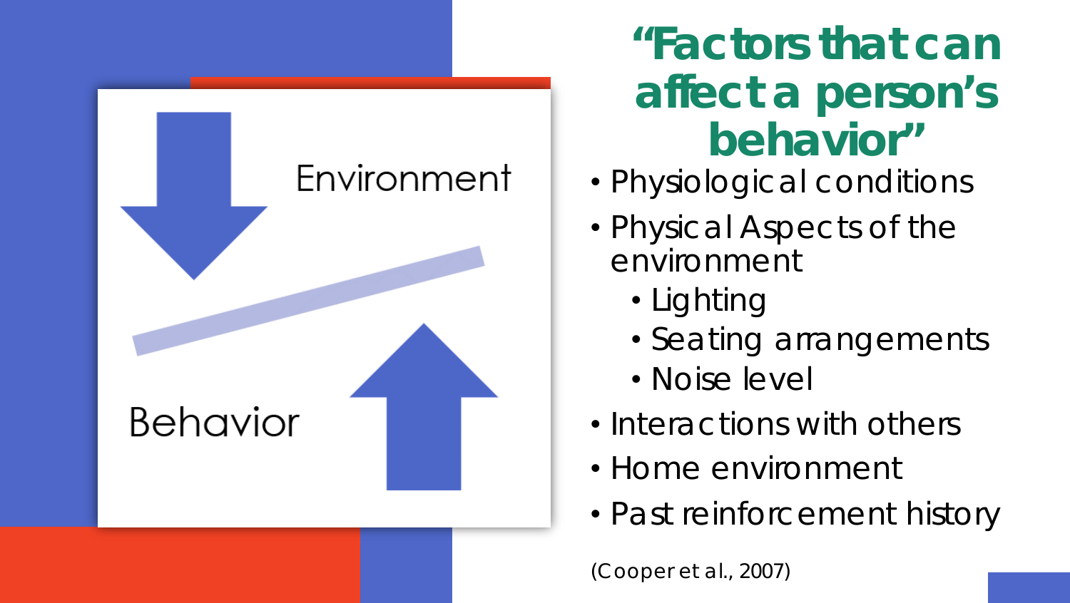Environment

Behavior

# "Factors that can affect a person's behavior"

- Physiological conditions
- Physical Aspects of the environment
  - Lighting
  - Seating arrangements
  - Noise level
- Interactions with others
- Home environment
- Past reinforcement history

(Cooper et al., 2007)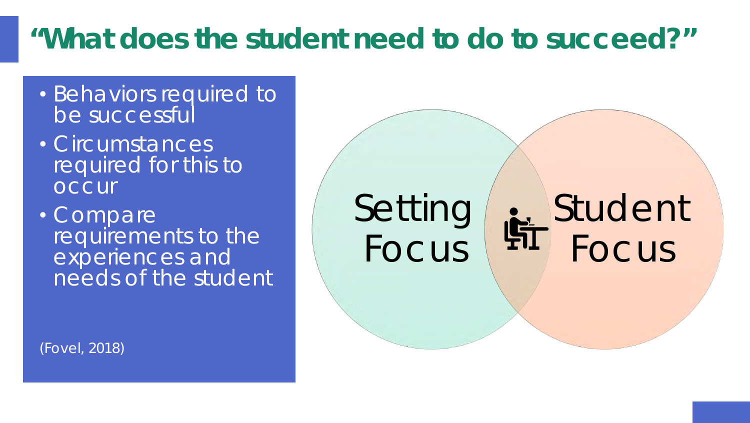# "What does the student need to do to succeed?"

- Behaviors required to be successful
- Circumstances required for this to occur
- Compare requirements to the experiences and needs of the student

(Fovel, 2018)

Setting Focus

Student Focus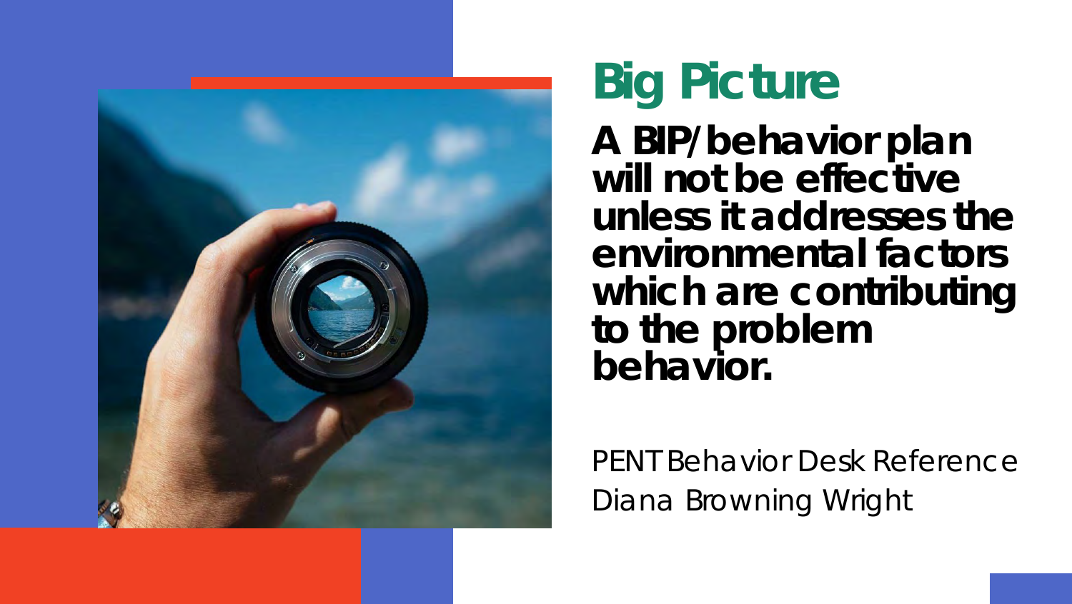# Big Picture

**A BIP/behavior plan will not be effective unless it addresses the environmental factors which are contributing to the problem behavior.**

PENT Behavior Desk Reference
Diana Browning Wright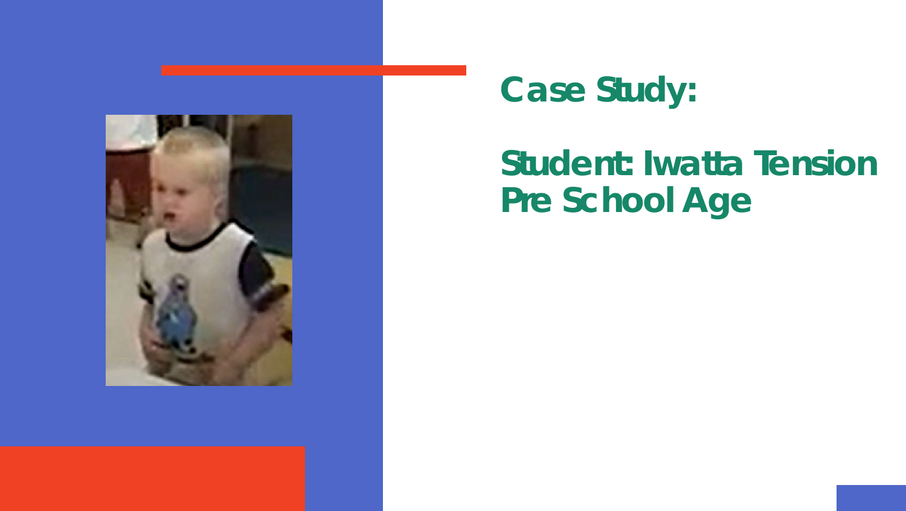# Case Study:

## Student: Iwatta Tension
## Pre School Age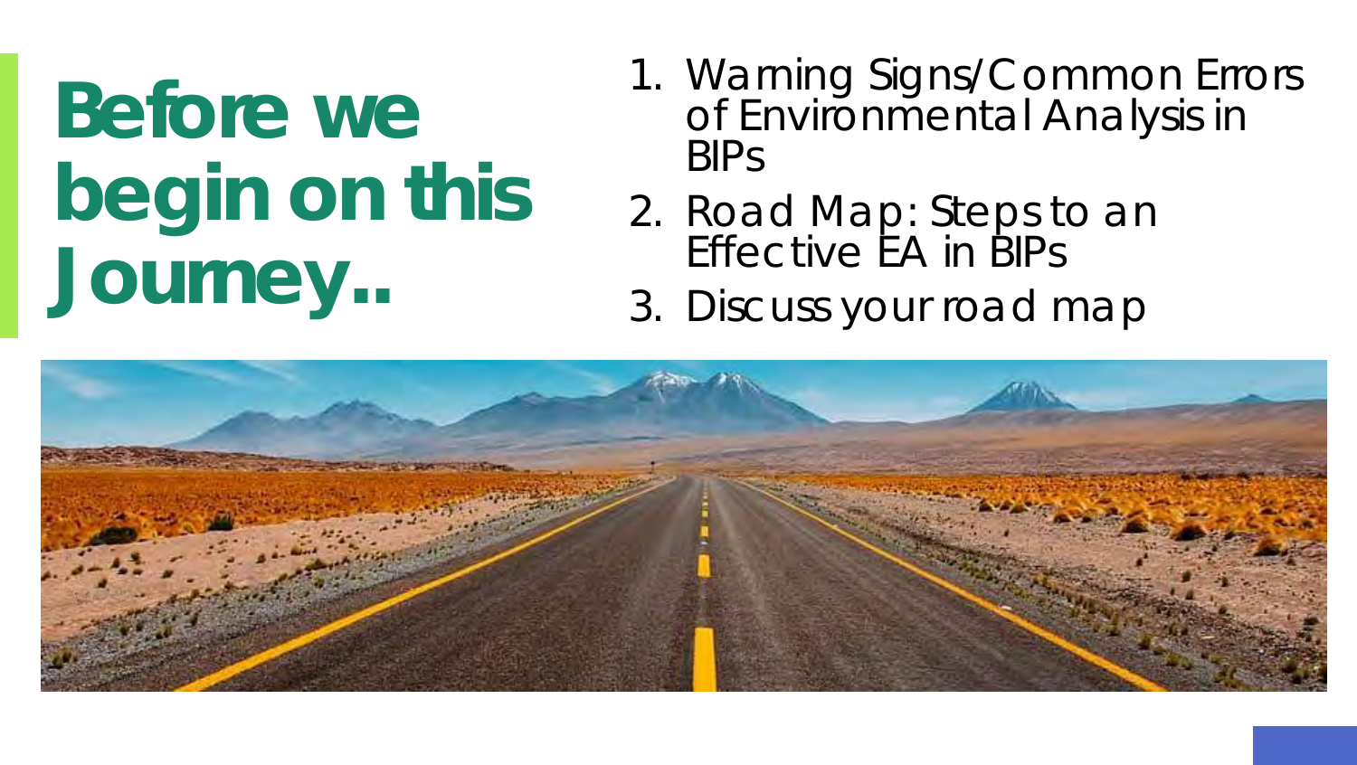# Before we begin on this Journey..

1. Warning Signs/Common Errors of Environmental Analysis in BIPs
2. Road Map: Steps to an Effective EA in BIPs
3. Discuss your road map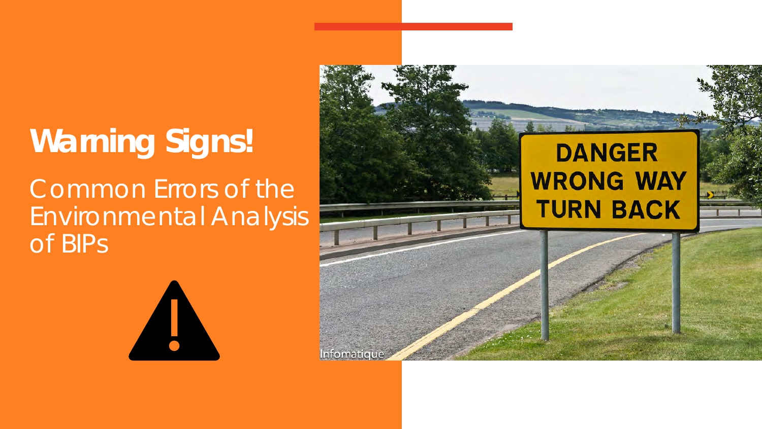# Warning Signs!

Common Errors of the Environmental Analysis of BIPs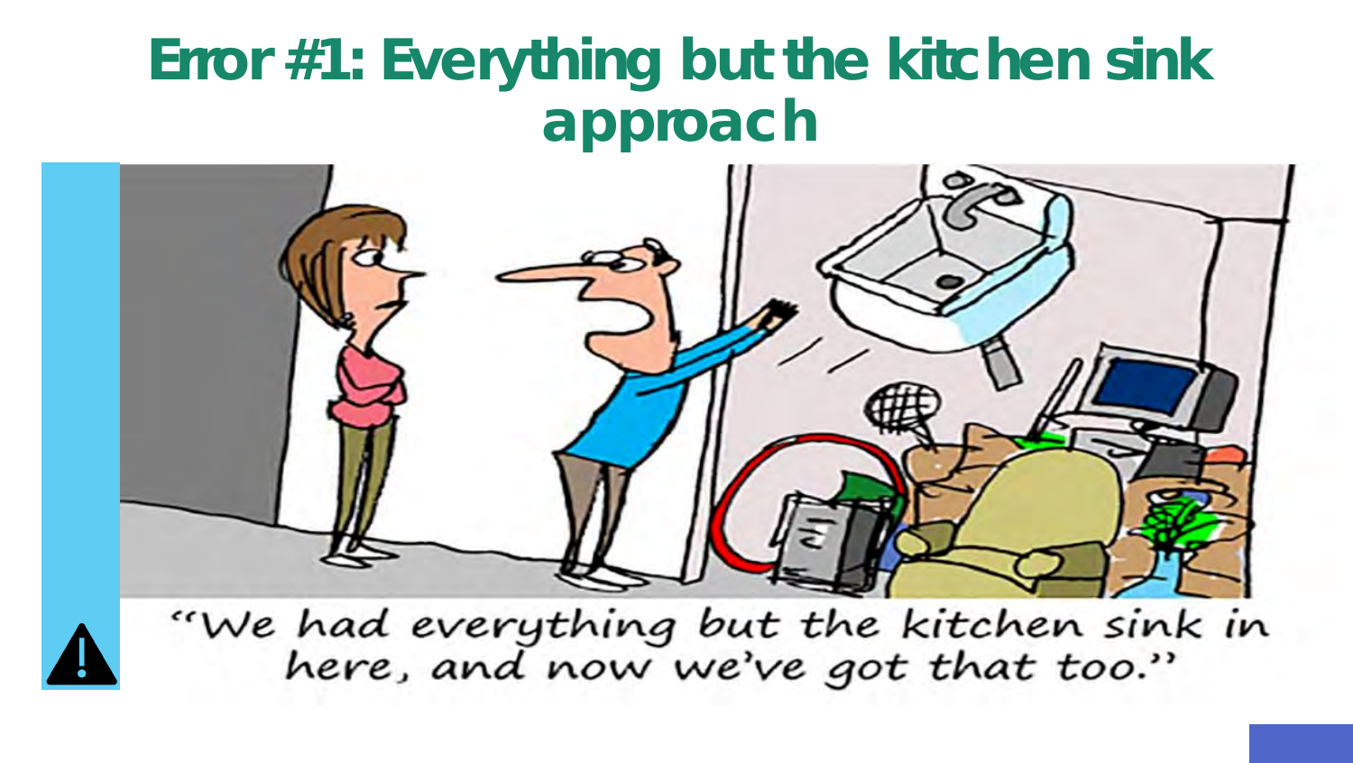# Error #1: Everything but the kitchen sink approach

"We had everything but the kitchen sink in here, and now we've got that too."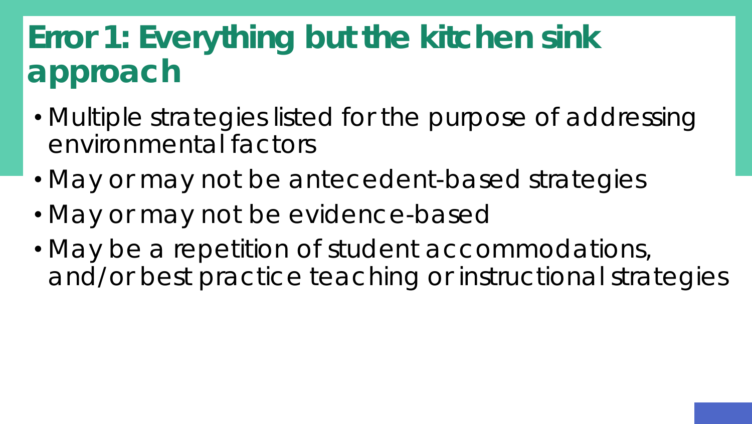# Error 1: Everything but the kitchen sink approach

- Multiple strategies listed for the purpose of addressing environmental factors
- May or may not be antecedent-based strategies
- May or may not be evidence-based
- May be a repetition of student accommodations, and/or best practice teaching or instructional strategies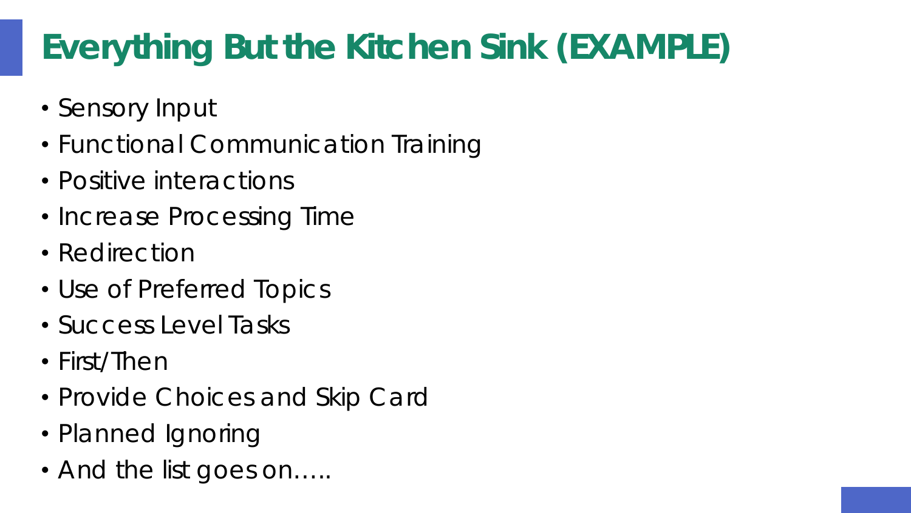# Everything But the Kitchen Sink (EXAMPLE)

- Sensory Input
- Functional Communication Training
- Positive interactions
- Increase Processing Time
- Redirection
- Use of Preferred Topics
- Success Level Tasks
- First/Then
- Provide Choices and Skip Card
- Planned Ignoring
- And the list goes on…..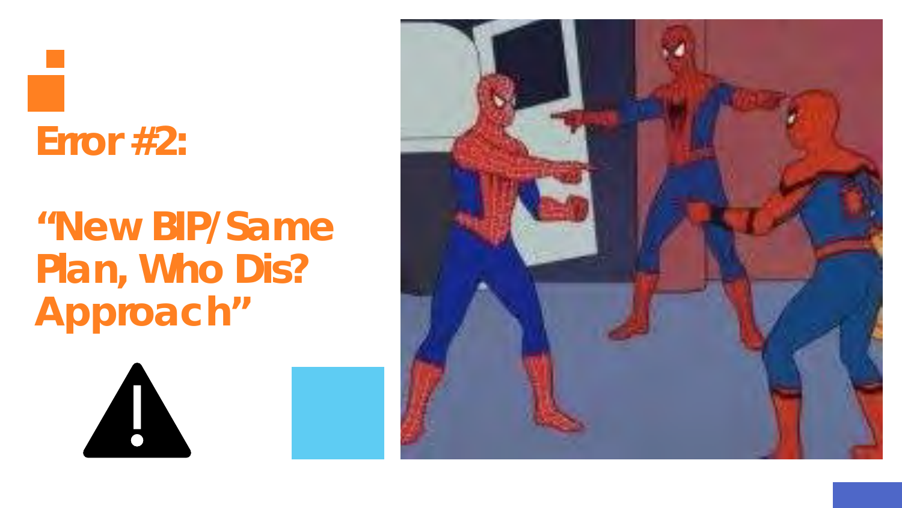# Error #2:

# "New BIP/Same Plan, Who Dis? Approach"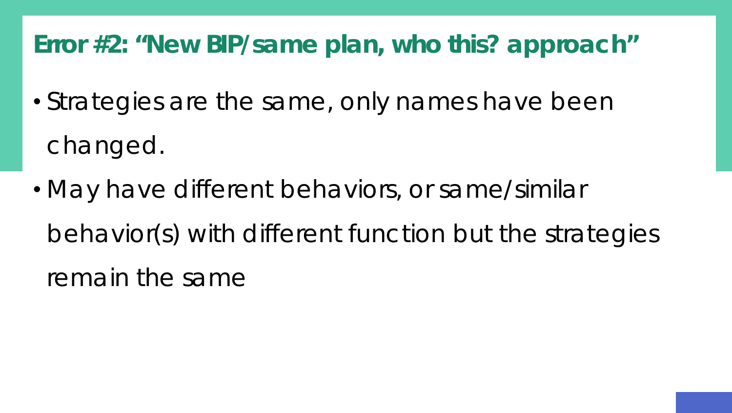## Error #2: "New BIP/same plan, who this? approach"

- Strategies are the same, only names have been changed.
- May have different behaviors, or same/similar behavior(s) with different function but the strategies remain the same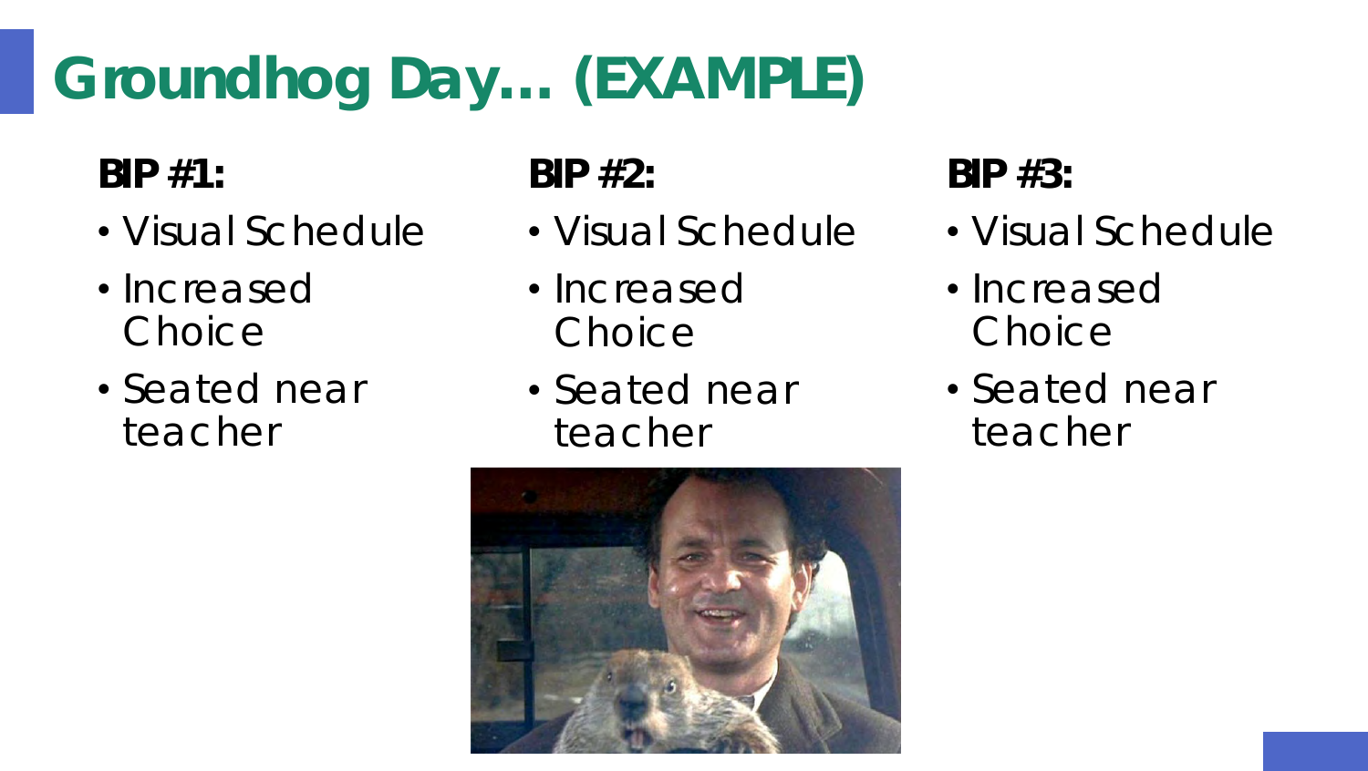# Groundhog Day… (EXAMPLE)

**BIP #1:**

- Visual Schedule
- Increased Choice
- Seated near teacher

**BIP #2:**

- Visual Schedule
- Increased Choice
- Seated near teacher

**BIP #3:**

- Visual Schedule
- Increased Choice
- Seated near teacher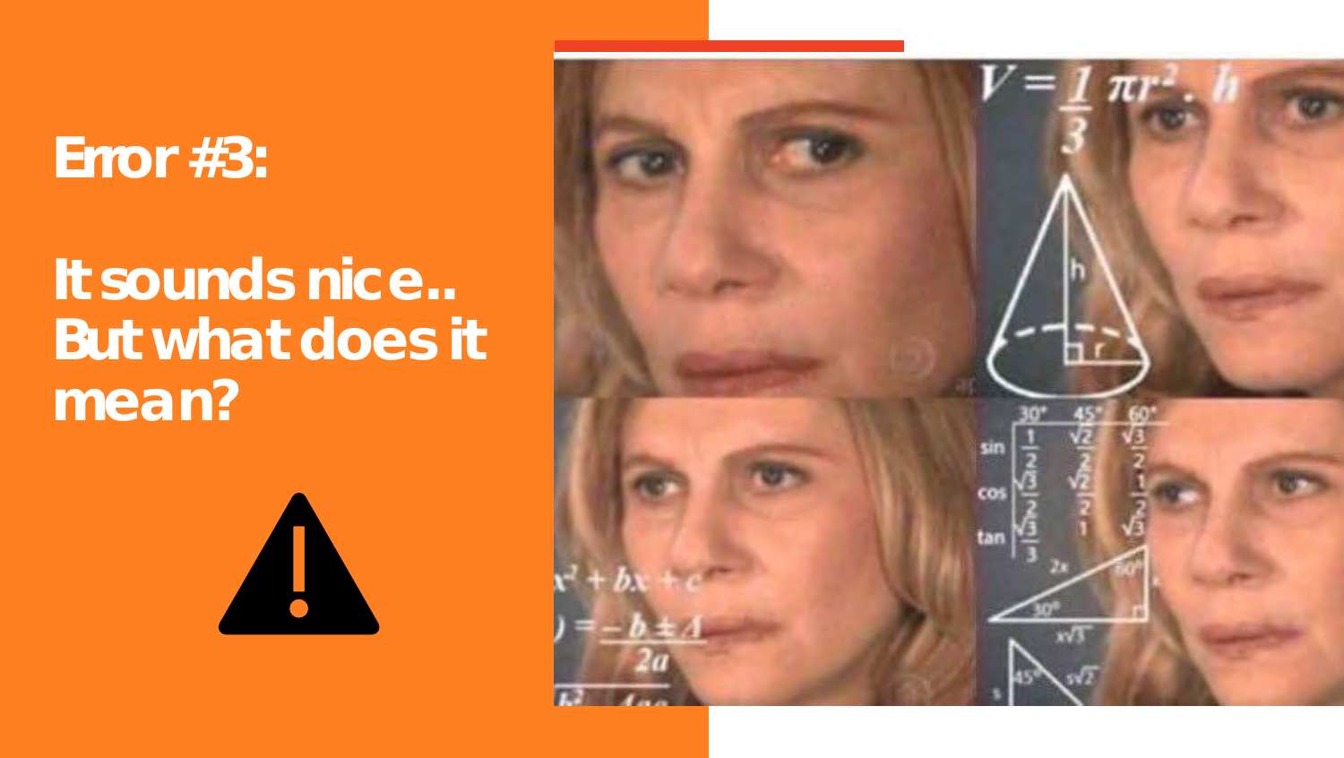## Error #3:

## It sounds nice.. But what does it mean?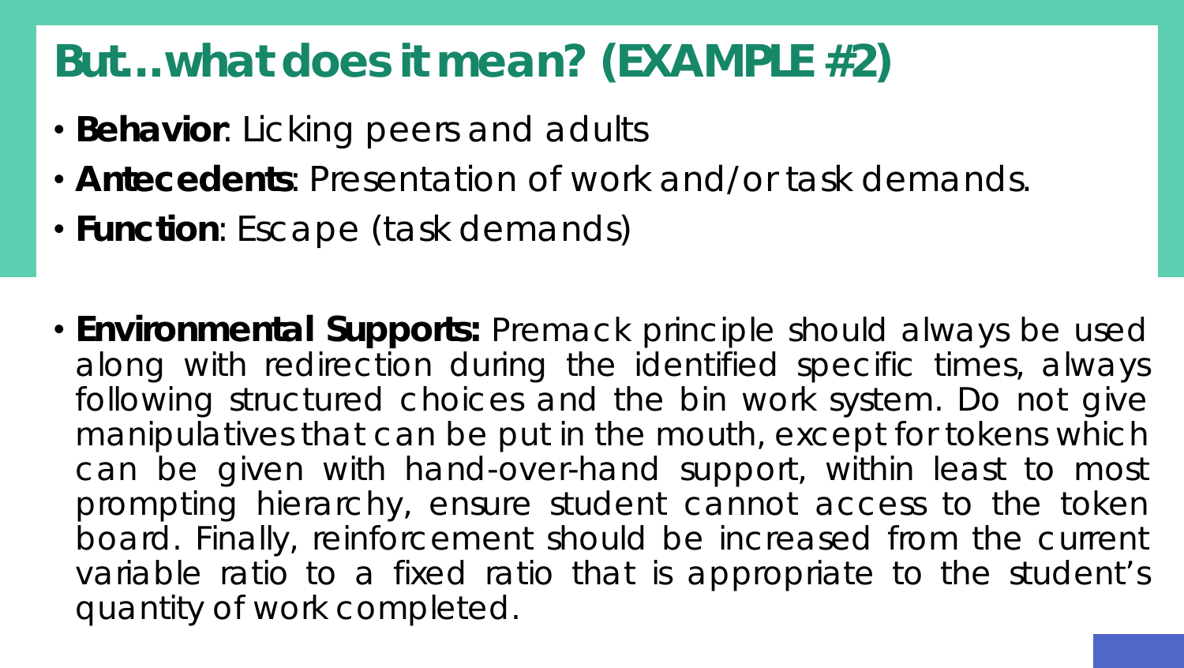# But…what does it mean? (EXAMPLE #2)

- **Behavior**: Licking peers and adults
- **Antecedents**: Presentation of work and/or task demands.
- **Function**: Escape (task demands)

- **Environmental Supports:** Premack principle should always be used along with redirection during the identified specific times, always following structured choices and the bin work system. Do not give manipulatives that can be put in the mouth, except for tokens which can be given with hand-over-hand support, within least to most prompting hierarchy, ensure student cannot access to the token board. Finally, reinforcement should be increased from the current variable ratio to a fixed ratio that is appropriate to the student's quantity of work completed.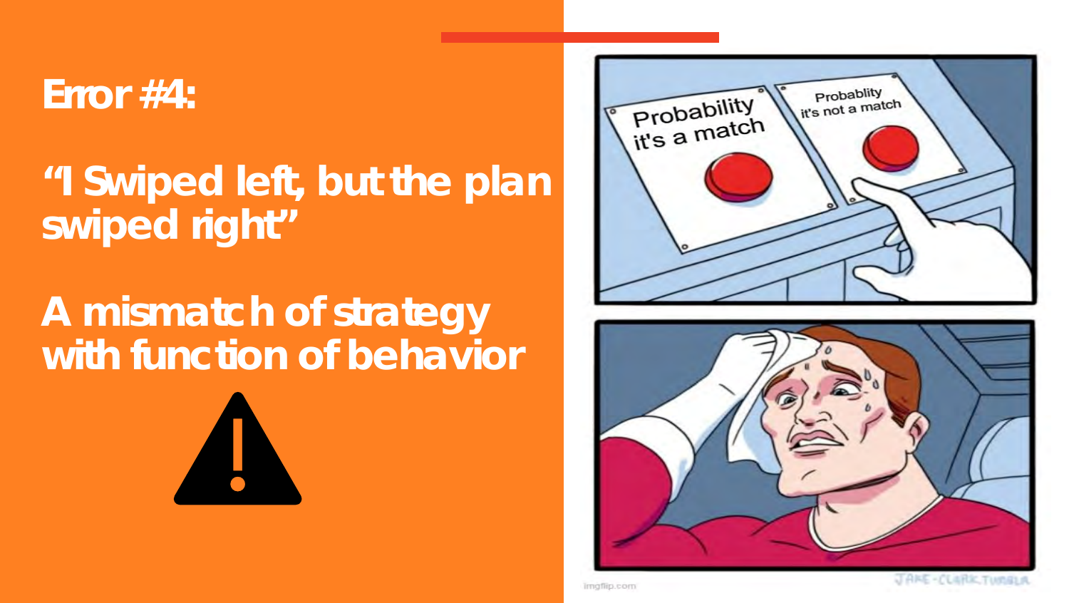# Error #4:

## "I Swiped left, but the plan swiped right"

## A mismatch of strategy with function of behavior

⚠

Probability it's a match

Probablity it's not a match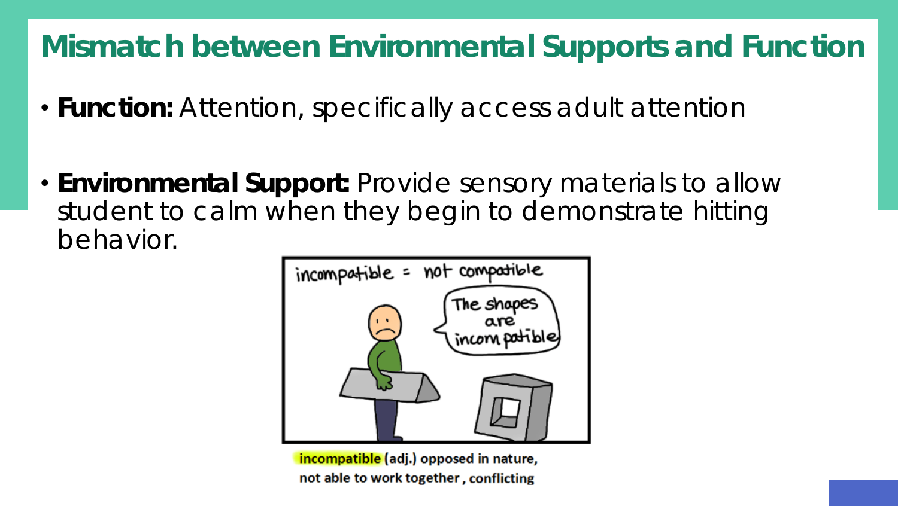# Mismatch between Environmental Supports and Function

- **Function:** Attention, specifically access adult attention

- **Environmental Support:** Provide sensory materials to allow student to calm when they begin to demonstrate hitting behavior.

incompatible (adj.) opposed in nature, not able to work together, conflicting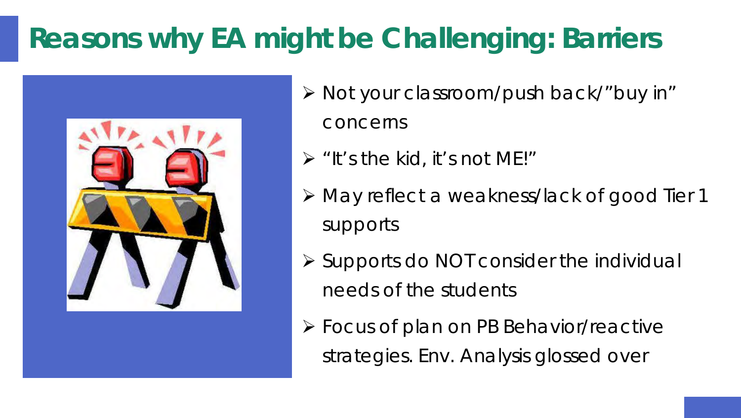# Reasons why EA might be Challenging: Barriers

- Not your classroom/push back/"buy in" concerns
- "It's the kid, it's not ME!"
- May reflect a weakness/lack of good Tier 1 supports
- Supports do NOT consider the individual needs of the students
- Focus of plan on PB Behavior/reactive strategies. Env. Analysis glossed over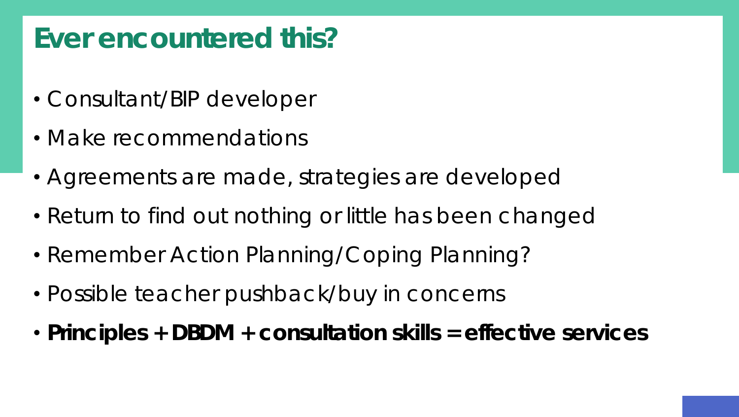# Ever encountered this?

- Consultant/BIP developer
- Make recommendations
- Agreements are made, strategies are developed
- Return to find out nothing or little has been changed
- Remember Action Planning/Coping Planning?
- Possible teacher pushback/buy in concerns
- **Principles + DBDM + consultation skills = effective services**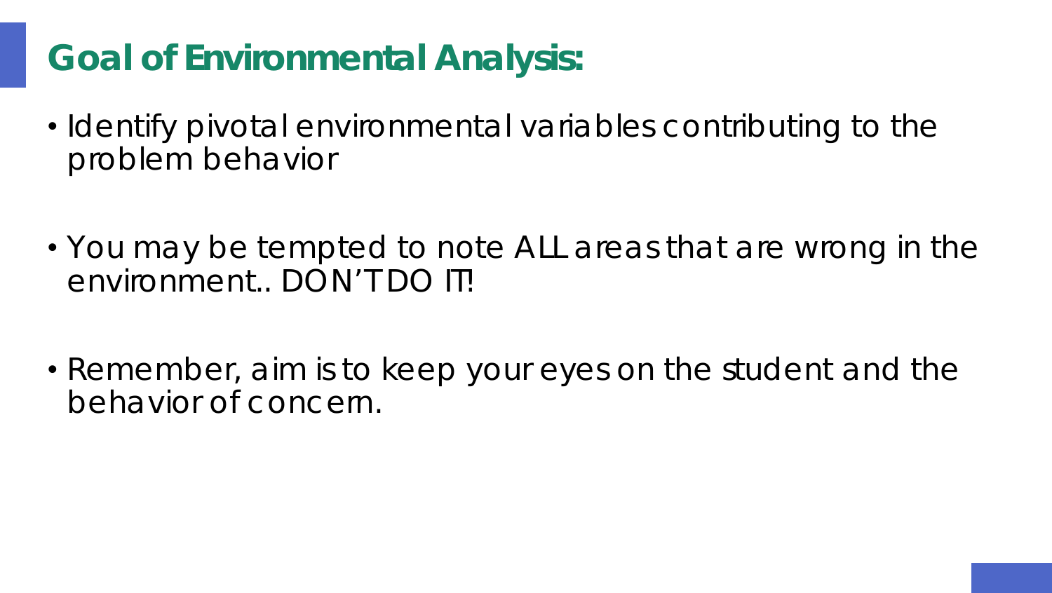# Goal of Environmental Analysis:

- Identify pivotal environmental variables contributing to the problem behavior
- You may be tempted to note ALL areas that are wrong in the environment.. DON'T DO IT!
- Remember, aim is to keep your eyes on the student and the behavior of concern.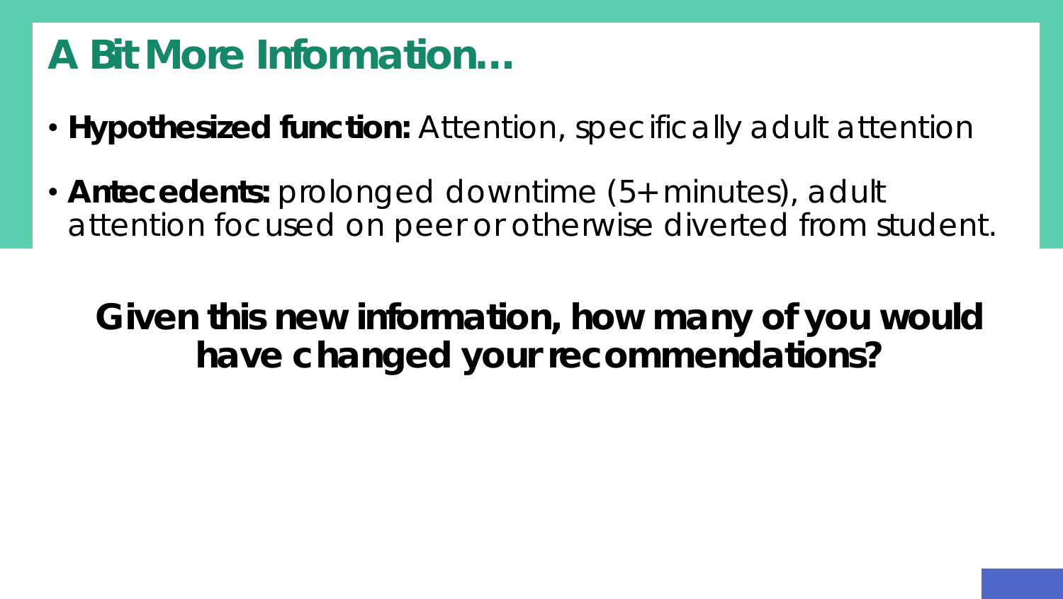# A Bit More Information…

- **Hypothesized function:** Attention, specifically adult attention
- **Antecedents:** prolonged downtime (5+ minutes), adult attention focused on peer or otherwise diverted from student.

**Given this new information, how many of you would have changed your recommendations?**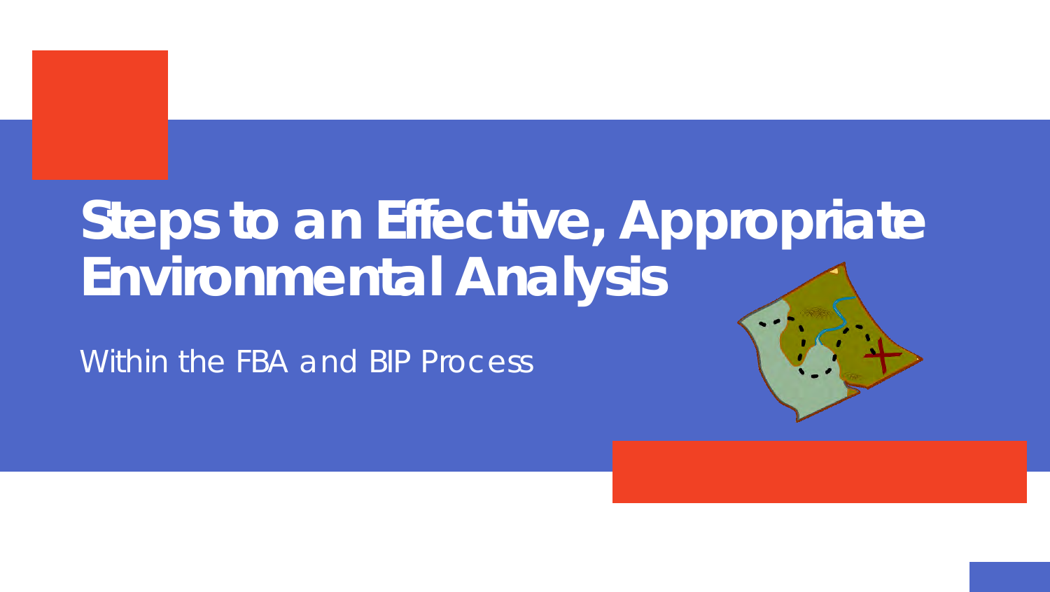# Steps to an Effective, Appropriate Environmental Analysis

Within the FBA and BIP Process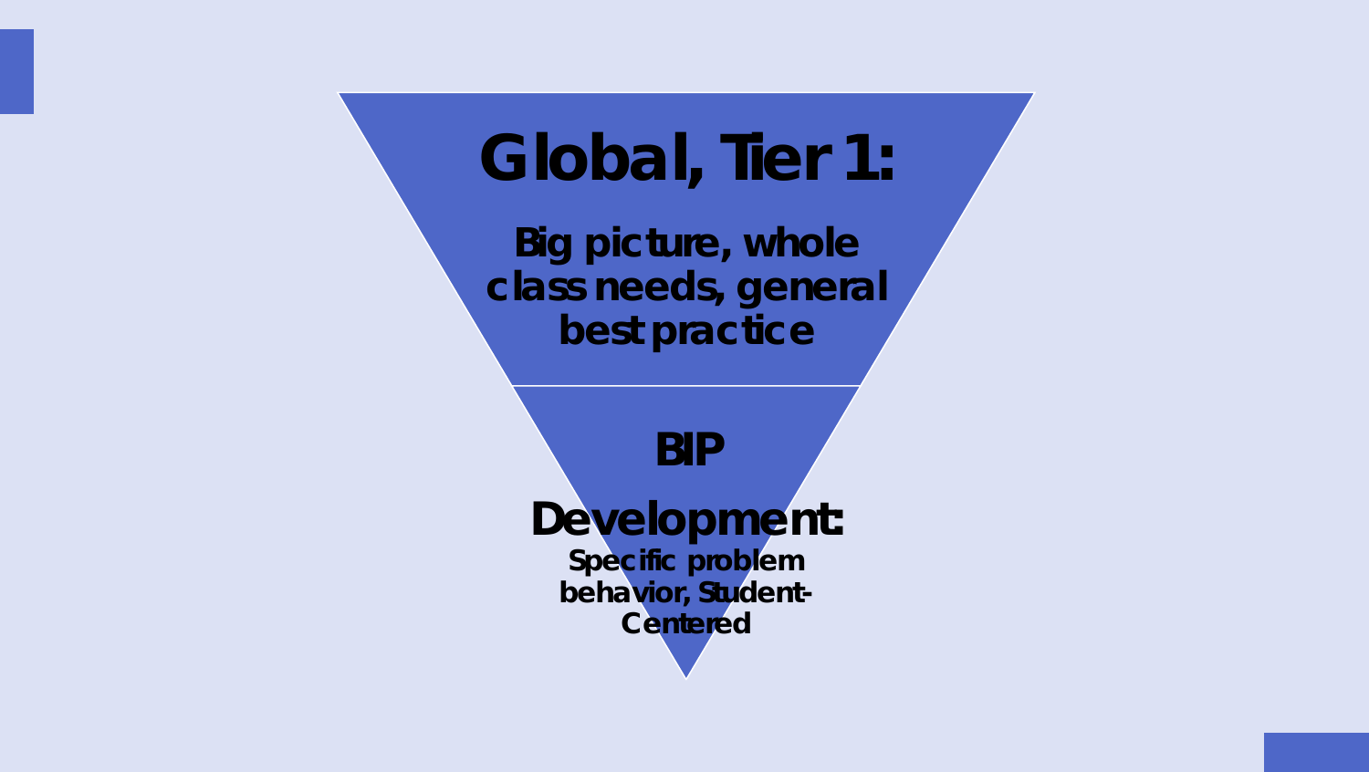# Global, Tier 1:

**Big picture, whole class needs, general best practice**

# BIP Development:

**Specific problem behavior, Student-Centered**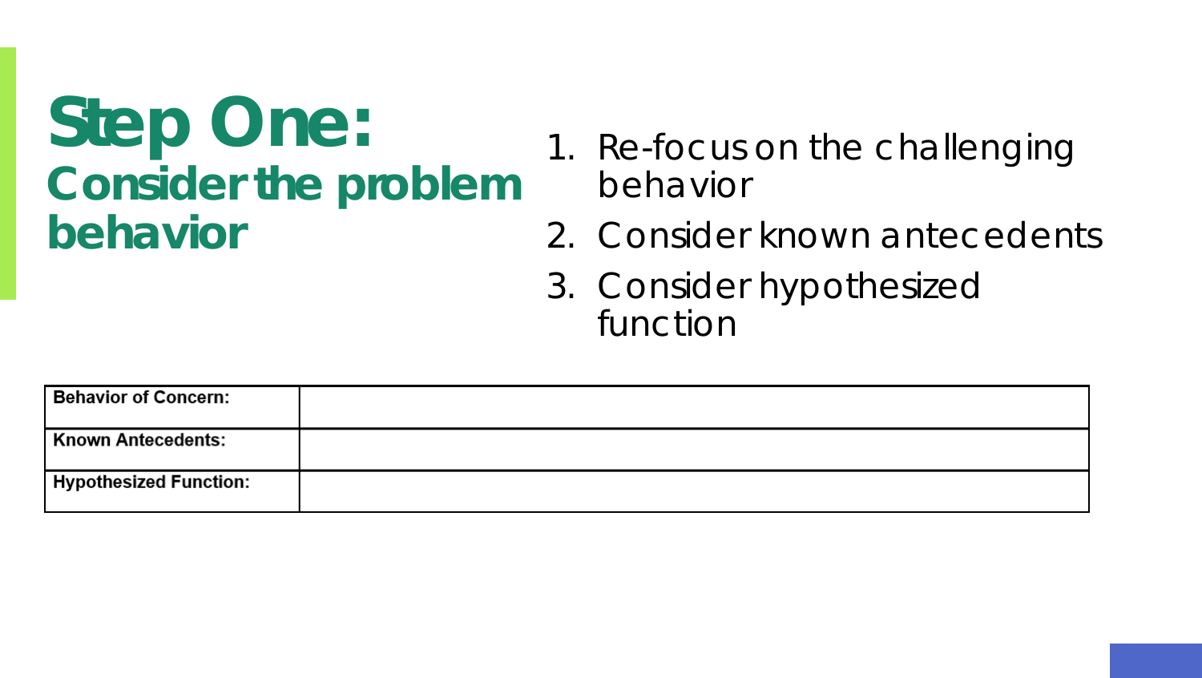# Step One:
## Consider the problem behavior

1. Re-focus on the challenging behavior
2. Consider known antecedents
3. Consider hypothesized function

| **Behavior of Concern:** | |
|---|---|
| **Known Antecedents:** | |
| **Hypothesized Function:** | |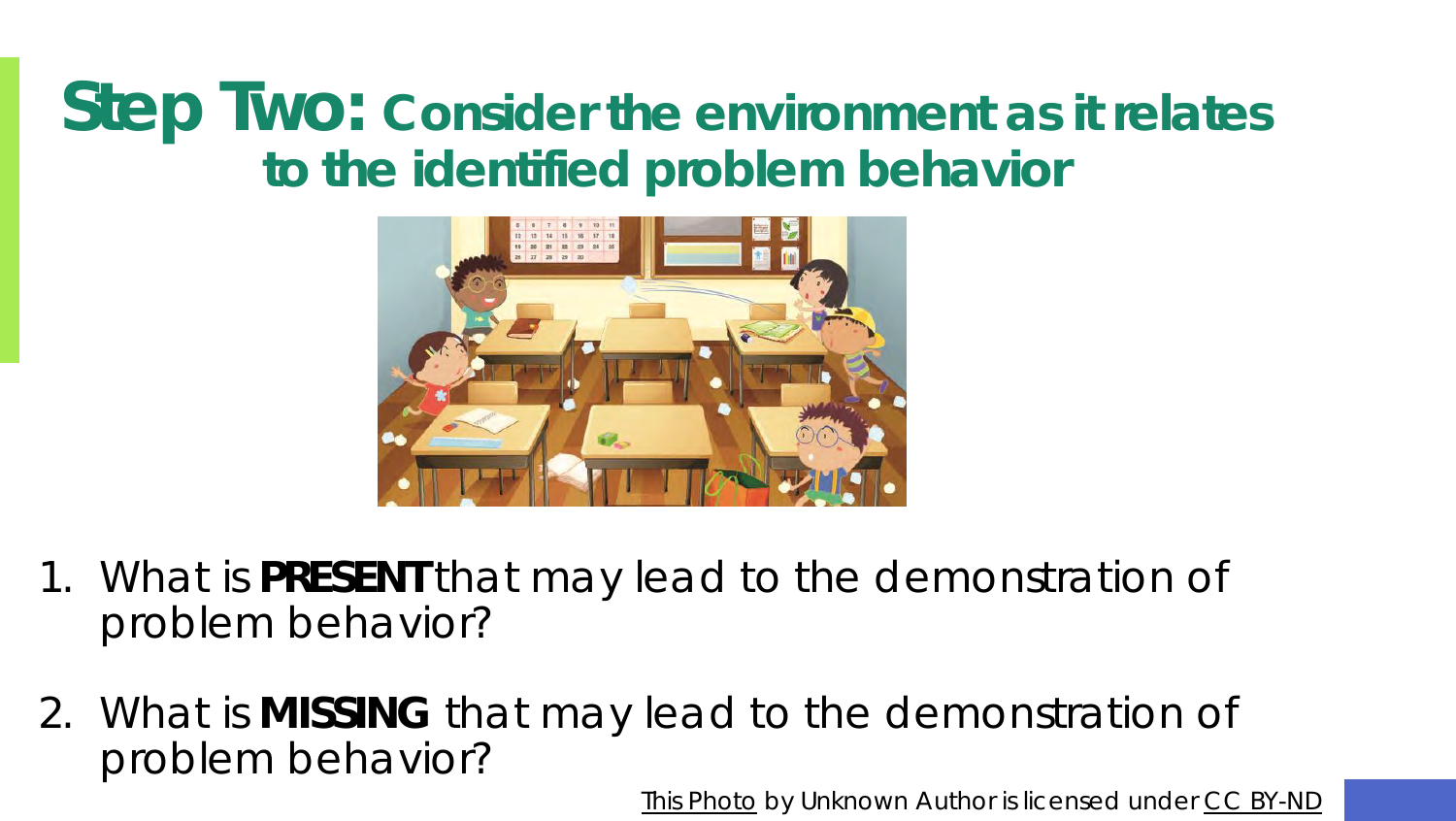# Step Two: Consider the environment as it relates to the identified problem behavior

1. What is **PRESENT** that may lead to the demonstration of problem behavior?

2. What is **MISSING** that may lead to the demonstration of problem behavior?

This Photo by Unknown Author is licensed under CC BY-ND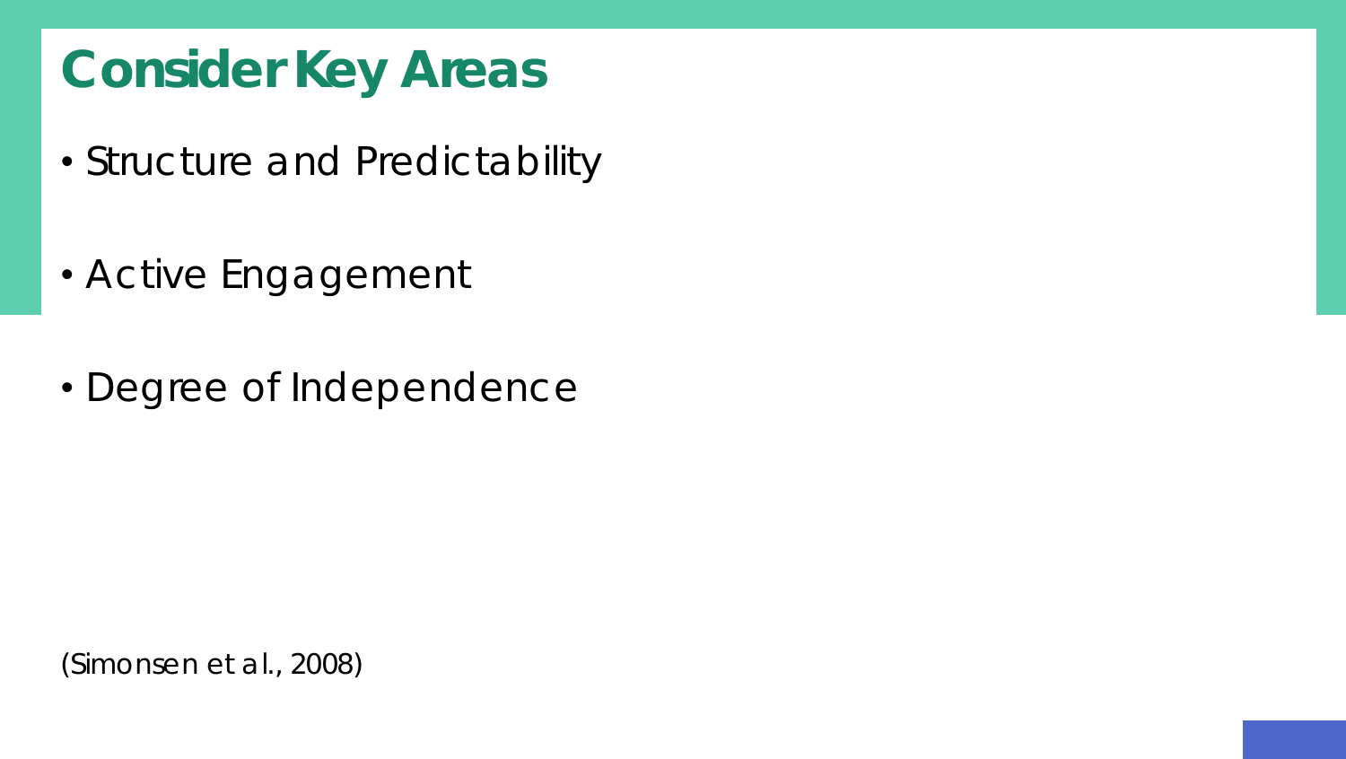# Consider Key Areas

- Structure and Predictability
- Active Engagement
- Degree of Independence

(Simonsen et al., 2008)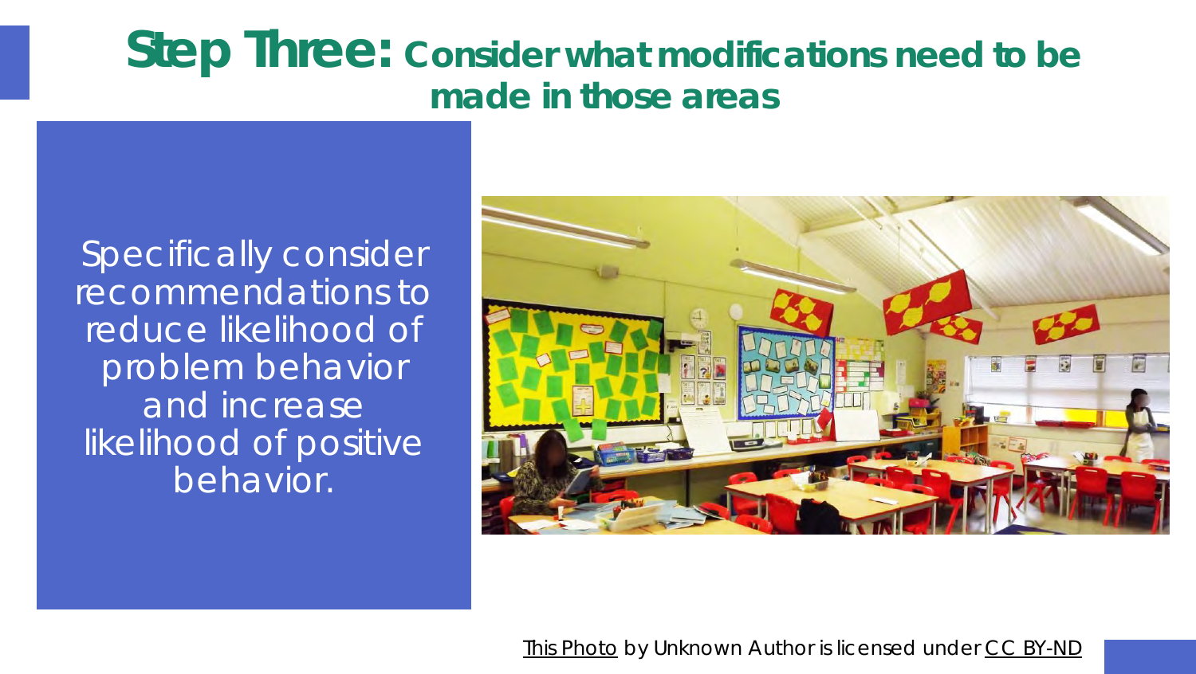# Step Three: Consider what modifications need to be made in those areas

Specifically consider recommendations to reduce likelihood of problem behavior and increase likelihood of positive behavior.

This Photo by Unknown Author is licensed under CC BY-ND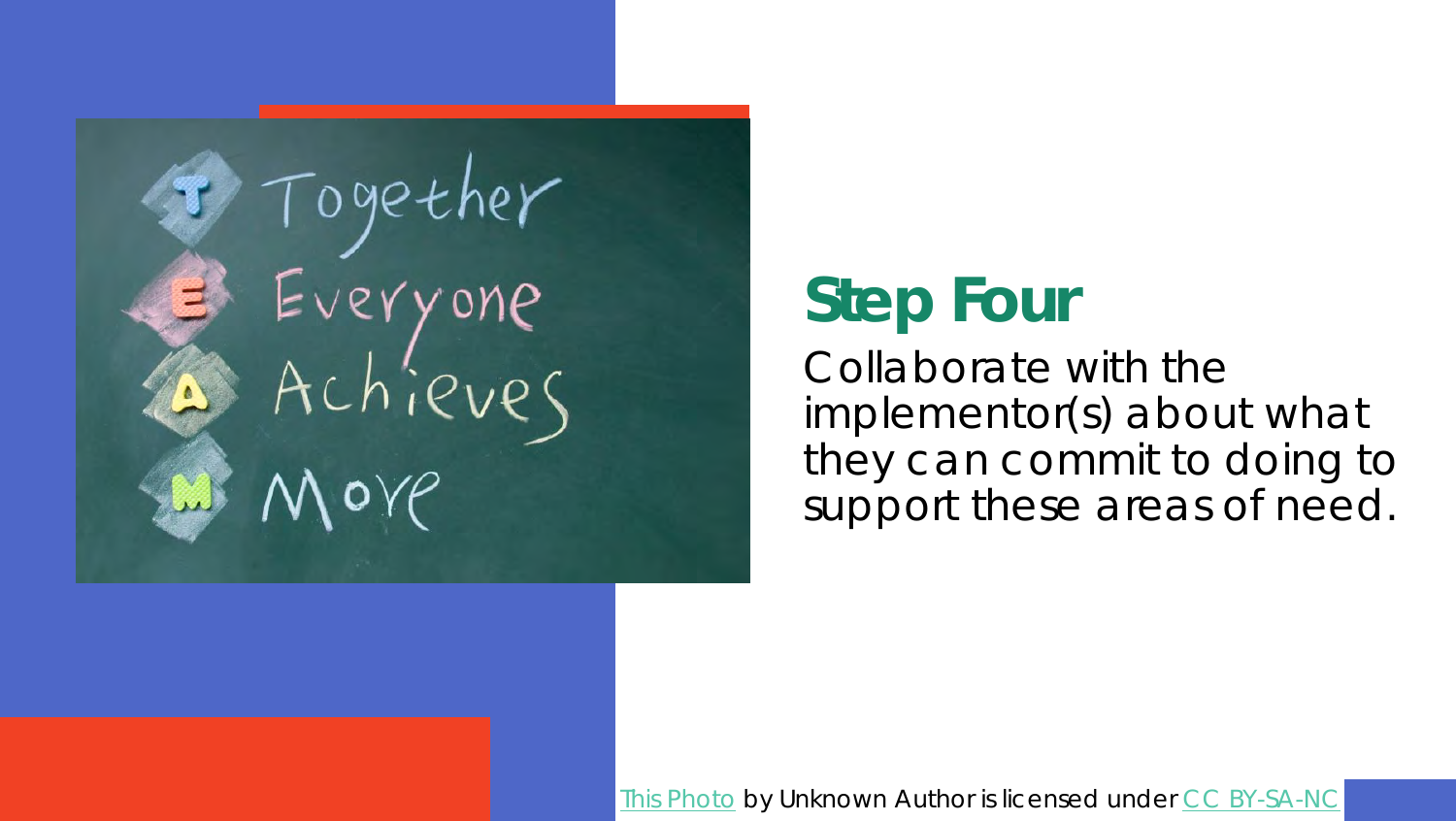## Step Four

Collaborate with the implementor(s) about what they can commit to doing to support these areas of need.

This Photo by Unknown Author is licensed under CC BY-SA-NC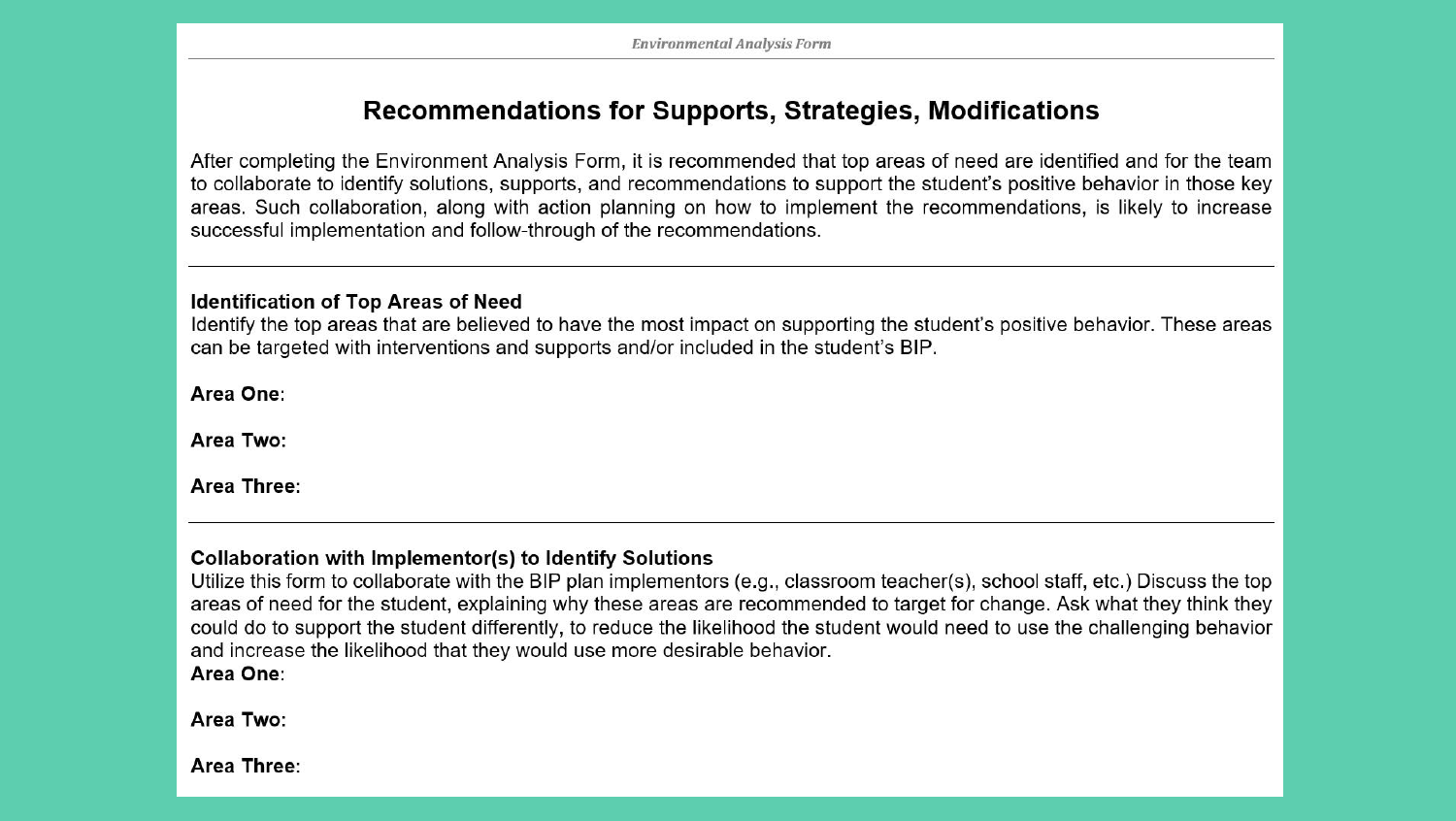# Recommendations for Supports, Strategies, Modifications

After completing the Environment Analysis Form, it is recommended that top areas of need are identified and for the team to collaborate to identify solutions, supports, and recommendations to support the student's positive behavior in those key areas. Such collaboration, along with action planning on how to implement the recommendations, is likely to increase successful implementation and follow-through of the recommendations.

---

**Identification of Top Areas of Need**

Identify the top areas that are believed to have the most impact on supporting the student's positive behavior. These areas can be targeted with interventions and supports and/or included in the student's BIP.

**Area One**:

**Area Two:**

**Area Three**:

---

**Collaboration with Implementor(s) to Identify Solutions**

Utilize this form to collaborate with the BIP plan implementors (e.g., classroom teacher(s), school staff, etc.) Discuss the top areas of need for the student, explaining why these areas are recommended to target for change. Ask what they think they could do to support the student differently, to reduce the likelihood the student would need to use the challenging behavior and increase the likelihood that they would use more desirable behavior.

**Area One**:

**Area Two:**

**Area Three**: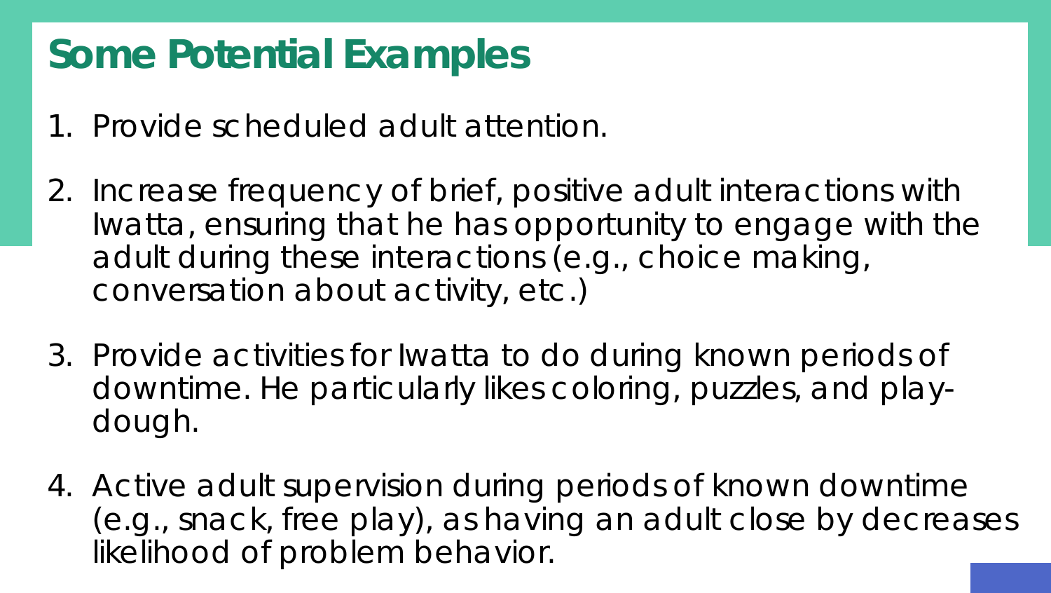# Some Potential Examples

1. Provide scheduled adult attention.

2. Increase frequency of brief, positive adult interactions with Iwatta, ensuring that he has opportunity to engage with the adult during these interactions (e.g., choice making, conversation about activity, etc.)

3. Provide activities for Iwatta to do during known periods of downtime. He particularly likes coloring, puzzles, and play-dough.

4. Active adult supervision during periods of known downtime (e.g., snack, free play), as having an adult close by decreases likelihood of problem behavior.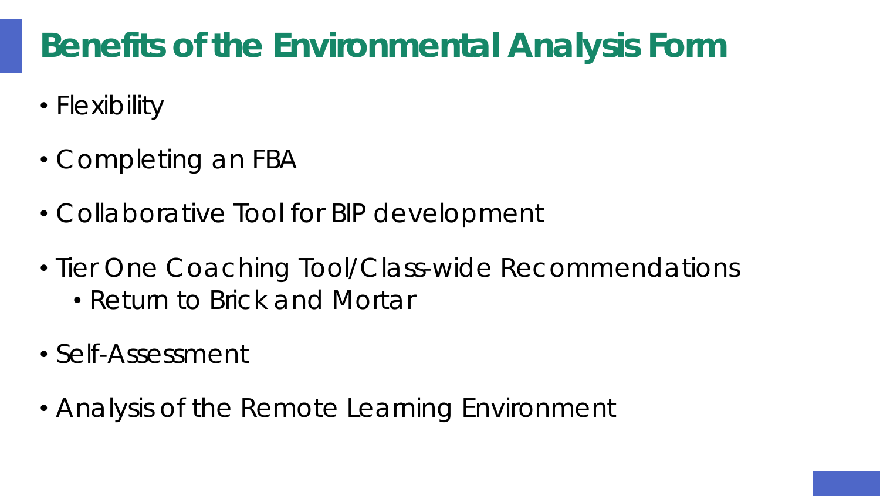# Benefits of the Environmental Analysis Form

- Flexibility
- Completing an FBA
- Collaborative Tool for BIP development
- Tier One Coaching Tool/Class-wide Recommendations
  - Return to Brick and Mortar
- Self-Assessment
- Analysis of the Remote Learning Environment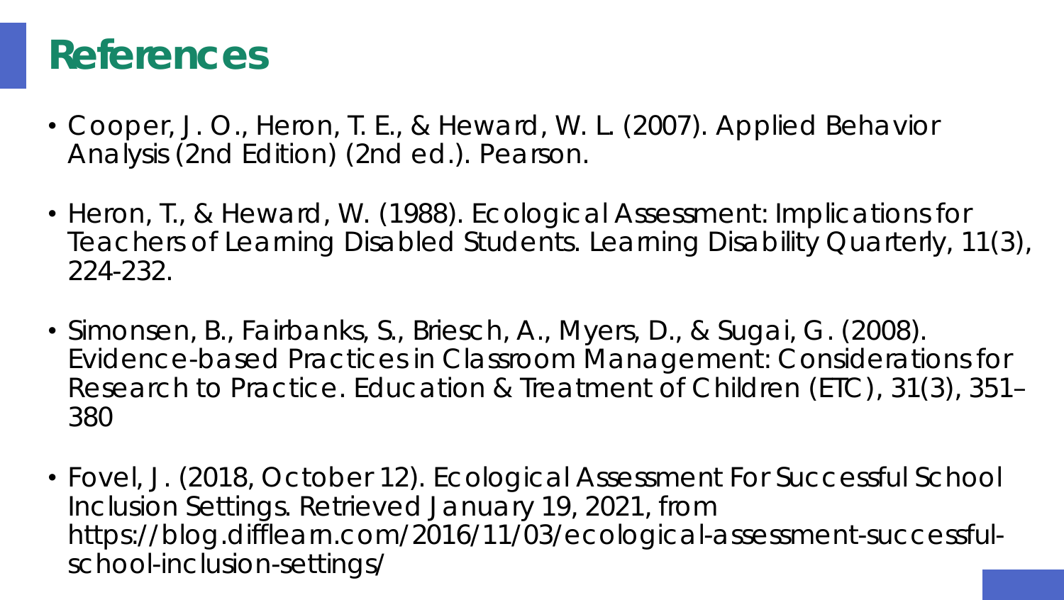# References

- Cooper, J. O., Heron, T. E., & Heward, W. L. (2007). Applied Behavior Analysis (2nd Edition) (2nd ed.). Pearson.
- Heron, T., & Heward, W. (1988). Ecological Assessment: Implications for Teachers of Learning Disabled Students. Learning Disability Quarterly, 11(3), 224-232.
- Simonsen, B., Fairbanks, S., Briesch, A., Myers, D., & Sugai, G. (2008). Evidence-based Practices in Classroom Management: Considerations for Research to Practice. Education & Treatment of Children (ETC), 31(3), 351–380
- Fovel, J. (2018, October 12). Ecological Assessment For Successful School Inclusion Settings. Retrieved January 19, 2021, from https://blog.difflearn.com/2016/11/03/ecological-assessment-successful-school-inclusion-settings/